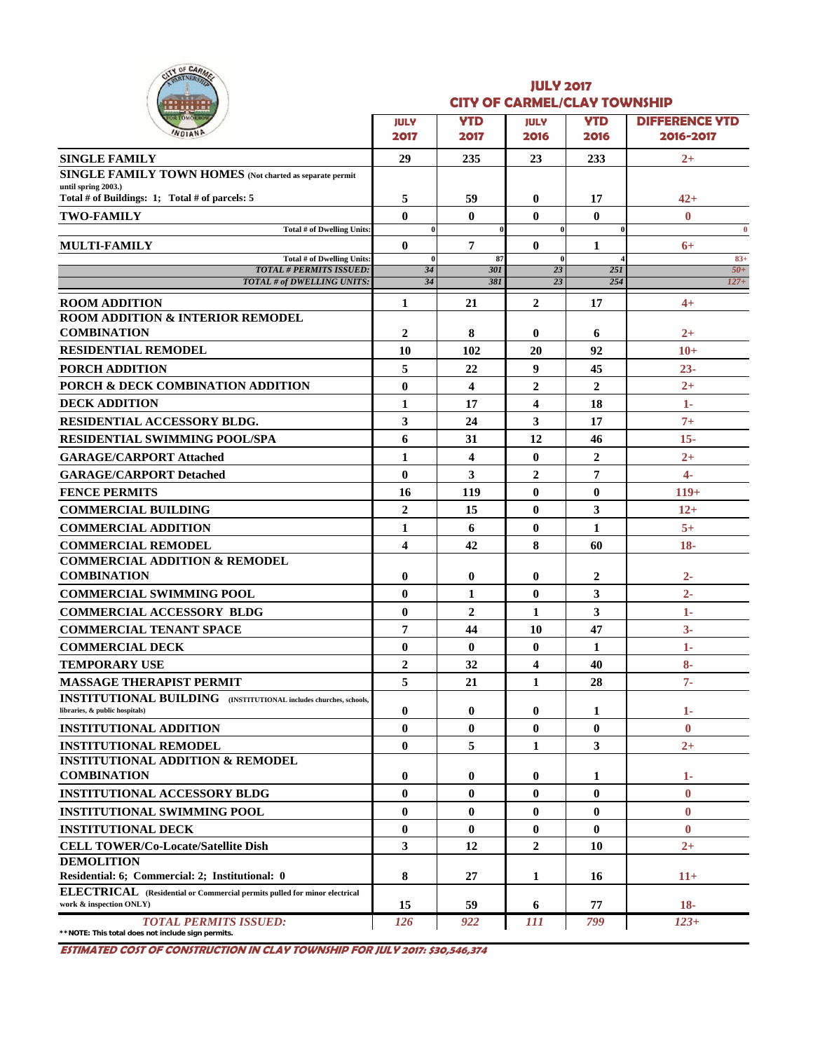## JULY 2017
## CITY OF CARMEL/CLAY TOWNSHIP

| | JULY 2017 | YTD 2017 | JULY 2016 | YTD 2016 | DIFFERENCE YTD 2016-2017 |
|---|---|---|---|---|---|
| **SINGLE FAMILY** | 29 | 235 | 23 | 233 | 2+ |
| **SINGLE FAMILY TOWN HOMES** (Not charted as separate permit until spring 2003.) Total # of Buildings: 1; Total # of parcels: 5 | 5 | 59 | 0 | 17 | 42+ |
| **TWO-FAMILY** | 0 | 0 | 0 | 0 | 0 |
| Total # of Dwelling Units: | 0 | 0 | 0 | 0 | 0 |
| **MULTI-FAMILY** | 0 | 7 | 0 | 1 | 6+ |
| Total # of Dwelling Units: | 0 | 87 | 0 | 4 | 83+ |
| *TOTAL # PERMITS ISSUED:* | *34* | *301* | *23* | *251* | *50+* |
| *TOTAL # of DWELLING UNITS:* | *34* | *381* | *23* | *254* | *127+* |
| **ROOM ADDITION** | 1 | 21 | 2 | 17 | 4+ |
| **ROOM ADDITION & INTERIOR REMODEL COMBINATION** | 2 | 8 | 0 | 6 | 2+ |
| **RESIDENTIAL REMODEL** | 10 | 102 | 20 | 92 | 10+ |
| **PORCH ADDITION** | 5 | 22 | 9 | 45 | 23- |
| **PORCH & DECK COMBINATION ADDITION** | 0 | 4 | 2 | 2 | 2+ |
| **DECK ADDITION** | 1 | 17 | 4 | 18 | 1- |
| **RESIDENTIAL ACCESSORY BLDG.** | 3 | 24 | 3 | 17 | 7+ |
| **RESIDENTIAL SWIMMING POOL/SPA** | 6 | 31 | 12 | 46 | 15- |
| **GARAGE/CARPORT Attached** | 1 | 4 | 0 | 2 | 2+ |
| **GARAGE/CARPORT Detached** | 0 | 3 | 2 | 7 | 4- |
| **FENCE PERMITS** | 16 | 119 | 0 | 0 | 119+ |
| **COMMERCIAL BUILDING** | 2 | 15 | 0 | 3 | 12+ |
| **COMMERCIAL ADDITION** | 1 | 6 | 0 | 1 | 5+ |
| **COMMERCIAL REMODEL** | 4 | 42 | 8 | 60 | 18- |
| **COMMERCIAL ADDITION & REMODEL COMBINATION** | 0 | 0 | 0 | 2 | 2- |
| **COMMERCIAL SWIMMING POOL** | 0 | 1 | 0 | 3 | 2- |
| **COMMERCIAL ACCESSORY BLDG** | 0 | 2 | 1 | 3 | 1- |
| **COMMERCIAL TENANT SPACE** | 7 | 44 | 10 | 47 | 3- |
| **COMMERCIAL DECK** | 0 | 0 | 0 | 1 | 1- |
| **TEMPORARY USE** | 2 | 32 | 4 | 40 | 8- |
| **MASSAGE THERAPIST PERMIT** | 5 | 21 | 1 | 28 | 7- |
| **INSTITUTIONAL BUILDING** (INSTITUTIONAL includes churches, schools, libraries, & public hospitals) | 0 | 0 | 0 | 1 | 1- |
| **INSTITUTIONAL ADDITION** | 0 | 0 | 0 | 0 | 0 |
| **INSTITUTIONAL REMODEL** | 0 | 5 | 1 | 3 | 2+ |
| **INSTITUTIONAL ADDITION & REMODEL COMBINATION** | 0 | 0 | 0 | 1 | 1- |
| **INSTITUTIONAL ACCESSORY BLDG** | 0 | 0 | 0 | 0 | 0 |
| **INSTITUTIONAL SWIMMING POOL** | 0 | 0 | 0 | 0 | 0 |
| **INSTITUTIONAL DECK** | 0 | 0 | 0 | 0 | 0 |
| **CELL TOWER/Co-Locate/Satellite Dish** | 3 | 12 | 2 | 10 | 2+ |
| **DEMOLITION** Residential: 6; Commercial: 2; Institutional: 0 | 8 | 27 | 1 | 16 | 11+ |
| **ELECTRICAL** (Residential or Commercial permits pulled for minor electrical work & inspection ONLY) | 15 | 59 | 6 | 77 | 18- |
| *TOTAL PERMITS ISSUED:* | *126* | *922* | *111* | *799* | *123+* |

**NOTE: This total does not include sign permits.

***ESTIMATED COST OF CONSTRUCTION IN CLAY TOWNSHIP FOR JULY 2017: $30,546,374***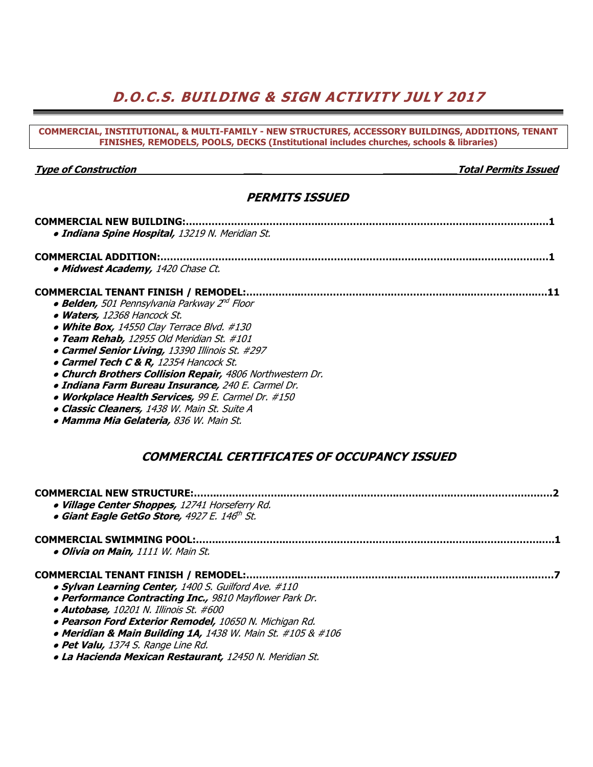# D.O.C.S. BUILDING & SIGN ACTIVITY JULY 2017

**COMMERCIAL, INSTITUTIONAL, & MULTI-FAMILY - NEW STRUCTURES, ACCESSORY BUILDINGS, ADDITIONS, TENANT FINISHES, REMODELS, POOLS, DECKS (Institutional includes churches, schools & libraries)**

***Type of Construction*** ***Total Permits Issued***

## *PERMITS ISSUED*

**COMMERCIAL NEW BUILDING:**......................................................................................................**1**

- ***Indiana Spine Hospital,*** *13219 N. Meridian St.*

**COMMERCIAL ADDITION:**............................................................................................................**1**

- ***Midwest Academy,*** *1420 Chase Ct.*

**COMMERCIAL TENANT FINISH / REMODEL:**...................................................................................**11**

- ***Belden,*** *501 Pennsylvania Parkway 2nd Floor*
- ***Waters,*** *12368 Hancock St.*
- ***White Box,*** *14550 Clay Terrace Blvd. #130*
- ***Team Rehab,*** *12955 Old Meridian St. #101*
- ***Carmel Senior Living,*** *13390 Illinois St. #297*
- ***Carmel Tech C & R,*** *12354 Hancock St.*
- ***Church Brothers Collision Repair,*** *4806 Northwestern Dr.*
- ***Indiana Farm Bureau Insurance,*** *240 E. Carmel Dr.*
- ***Workplace Health Services,*** *99 E. Carmel Dr. #150*
- ***Classic Cleaners,*** *1438 W. Main St. Suite A*
- ***Mamma Mia Gelateria,*** *836 W. Main St.*

## *COMMERCIAL CERTIFICATES OF OCCUPANCY ISSUED*

**COMMERCIAL NEW STRUCTURE:**.....................................................................................................**2**

- ***Village Center Shoppes,*** *12741 Horseferry Rd.*
- ***Giant Eagle GetGo Store,*** *4927 E. 146th St.*

**COMMERCIAL SWIMMING POOL:**...................................................................................................**1**

- ***Olivia on Main,*** *1111 W. Main St.*

**COMMERCIAL TENANT FINISH / REMODEL:**....................................................................................**7**

- ***Sylvan Learning Center,*** *1400 S. Guilford Ave. #110*
- ***Performance Contracting Inc.,*** *9810 Mayflower Park Dr.*
- ***Autobase,*** *10201 N. Illinois St. #600*
- ***Pearson Ford Exterior Remodel,*** *10650 N. Michigan Rd.*
- ***Meridian & Main Building 1A,*** *1438 W. Main St. #105 & #106*
- ***Pet Valu,*** *1374 S. Range Line Rd.*
- ***La Hacienda Mexican Restaurant,*** *12450 N. Meridian St.*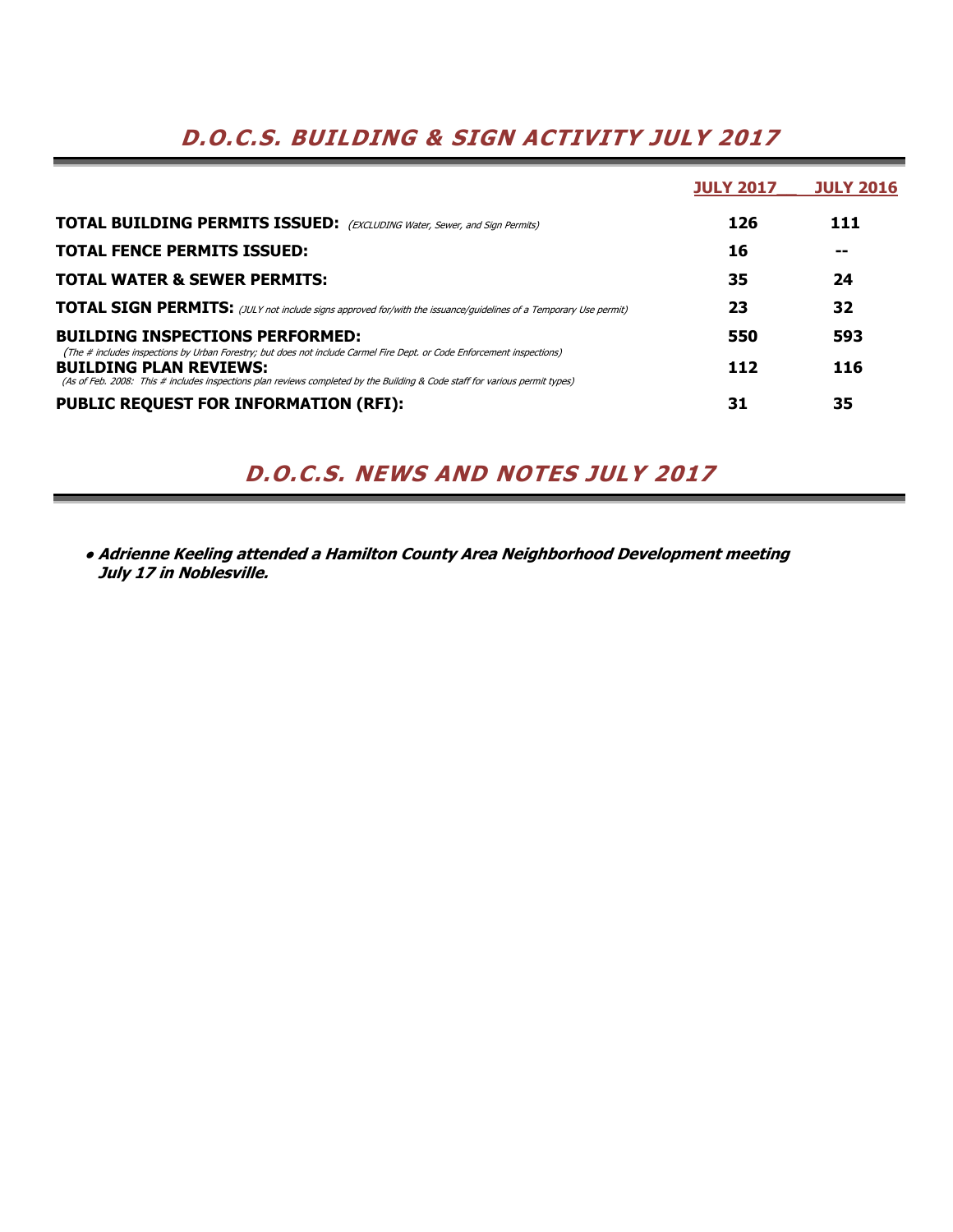## *D.O.C.S. BUILDING & SIGN ACTIVITY JULY 2017*

| | JULY 2017 | JULY 2016 |
|---|---|---|
| **TOTAL BUILDING PERMITS ISSUED:** *(EXCLUDING Water, Sewer, and Sign Permits)* | **126** | **111** |
| **TOTAL FENCE PERMITS ISSUED:** | **16** | **--** |
| **TOTAL WATER & SEWER PERMITS:** | **35** | **24** |
| **TOTAL SIGN PERMITS:** *(JULY not include signs approved for/with the issuance/guidelines of a Temporary Use permit)* | **23** | **32** |
| **BUILDING INSPECTIONS PERFORMED:** *(The # includes inspections by Urban Forestry; but does not include Carmel Fire Dept. or Code Enforcement inspections)* | **550** | **593** |
| **BUILDING PLAN REVIEWS:** *(As of Feb. 2008: This # includes inspections plan reviews completed by the Building & Code staff for various permit types)* | **112** | **116** |
| **PUBLIC REQUEST FOR INFORMATION (RFI):** | **31** | **35** |

## *D.O.C.S. NEWS AND NOTES JULY 2017*

- ***Adrienne Keeling attended a Hamilton County Area Neighborhood Development meeting July 17 in Noblesville.***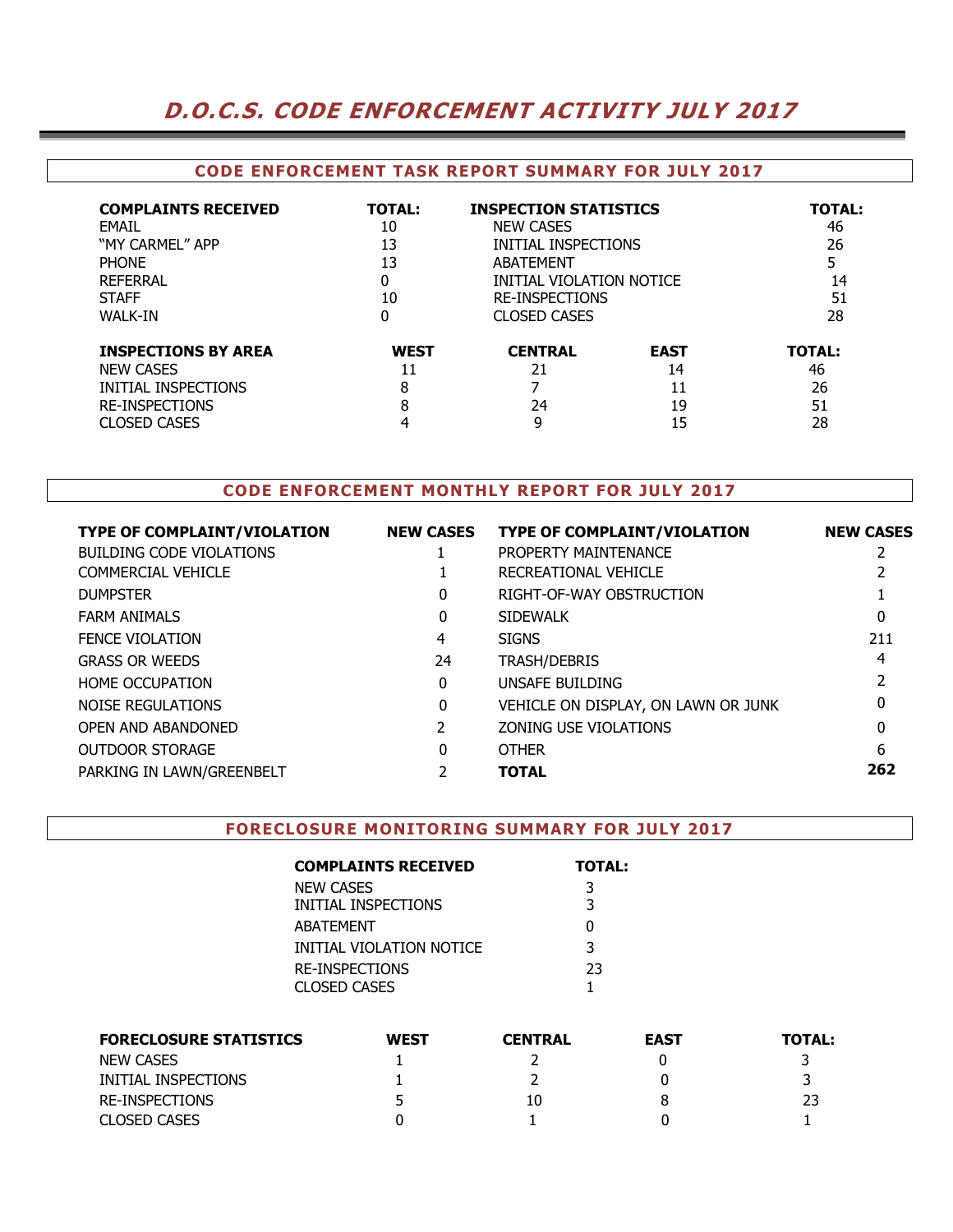# D.O.C.S. CODE ENFORCEMENT ACTIVITY JULY 2017

## CODE ENFORCEMENT TASK REPORT SUMMARY FOR JULY 2017

| COMPLAINTS RECEIVED | TOTAL: | INSPECTION STATISTICS | TOTAL: |
|---|---|---|---|
| EMAIL | 10 | NEW CASES | 46 |
| "MY CARMEL" APP | 13 | INITIAL INSPECTIONS | 26 |
| PHONE | 13 | ABATEMENT | 5 |
| REFERRAL | 0 | INITIAL VIOLATION NOTICE | 14 |
| STAFF | 10 | RE-INSPECTIONS | 51 |
| WALK-IN | 0 | CLOSED CASES | 28 |

| INSPECTIONS BY AREA | WEST | CENTRAL | EAST | TOTAL: |
|---|---|---|---|---|
| NEW CASES | 11 | 21 | 14 | 46 |
| INITIAL INSPECTIONS | 8 | 7 | 11 | 26 |
| RE-INSPECTIONS | 8 | 24 | 19 | 51 |
| CLOSED CASES | 4 | 9 | 15 | 28 |

## CODE ENFORCEMENT MONTHLY REPORT FOR JULY 2017

| TYPE OF COMPLAINT/VIOLATION | NEW CASES | TYPE OF COMPLAINT/VIOLATION | NEW CASES |
|---|---|---|---|
| BUILDING CODE VIOLATIONS | 1 | PROPERTY MAINTENANCE | 2 |
| COMMERCIAL VEHICLE | 1 | RECREATIONAL VEHICLE | 2 |
| DUMPSTER | 0 | RIGHT-OF-WAY OBSTRUCTION | 1 |
| FARM ANIMALS | 0 | SIDEWALK | 0 |
| FENCE VIOLATION | 4 | SIGNS | 211 |
| GRASS OR WEEDS | 24 | TRASH/DEBRIS | 4 |
| HOME OCCUPATION | 0 | UNSAFE BUILDING | 2 |
| NOISE REGULATIONS | 0 | VEHICLE ON DISPLAY, ON LAWN OR JUNK | 0 |
| OPEN AND ABANDONED | 2 | ZONING USE VIOLATIONS | 0 |
| OUTDOOR STORAGE | 0 | OTHER | 6 |
| PARKING IN LAWN/GREENBELT | 2 | **TOTAL** | **262** |

## FORECLOSURE MONITORING SUMMARY FOR JULY 2017

| COMPLAINTS RECEIVED | TOTAL: |
|---|---|
| NEW CASES | 3 |
| INITIAL INSPECTIONS | 3 |
| ABATEMENT | 0 |
| INITIAL VIOLATION NOTICE | 3 |
| RE-INSPECTIONS | 23 |
| CLOSED CASES | 1 |

| FORECLOSURE STATISTICS | WEST | CENTRAL | EAST | TOTAL: |
|---|---|---|---|---|
| NEW CASES | 1 | 2 | 0 | 3 |
| INITIAL INSPECTIONS | 1 | 2 | 0 | 3 |
| RE-INSPECTIONS | 5 | 10 | 8 | 23 |
| CLOSED CASES | 0 | 1 | 0 | 1 |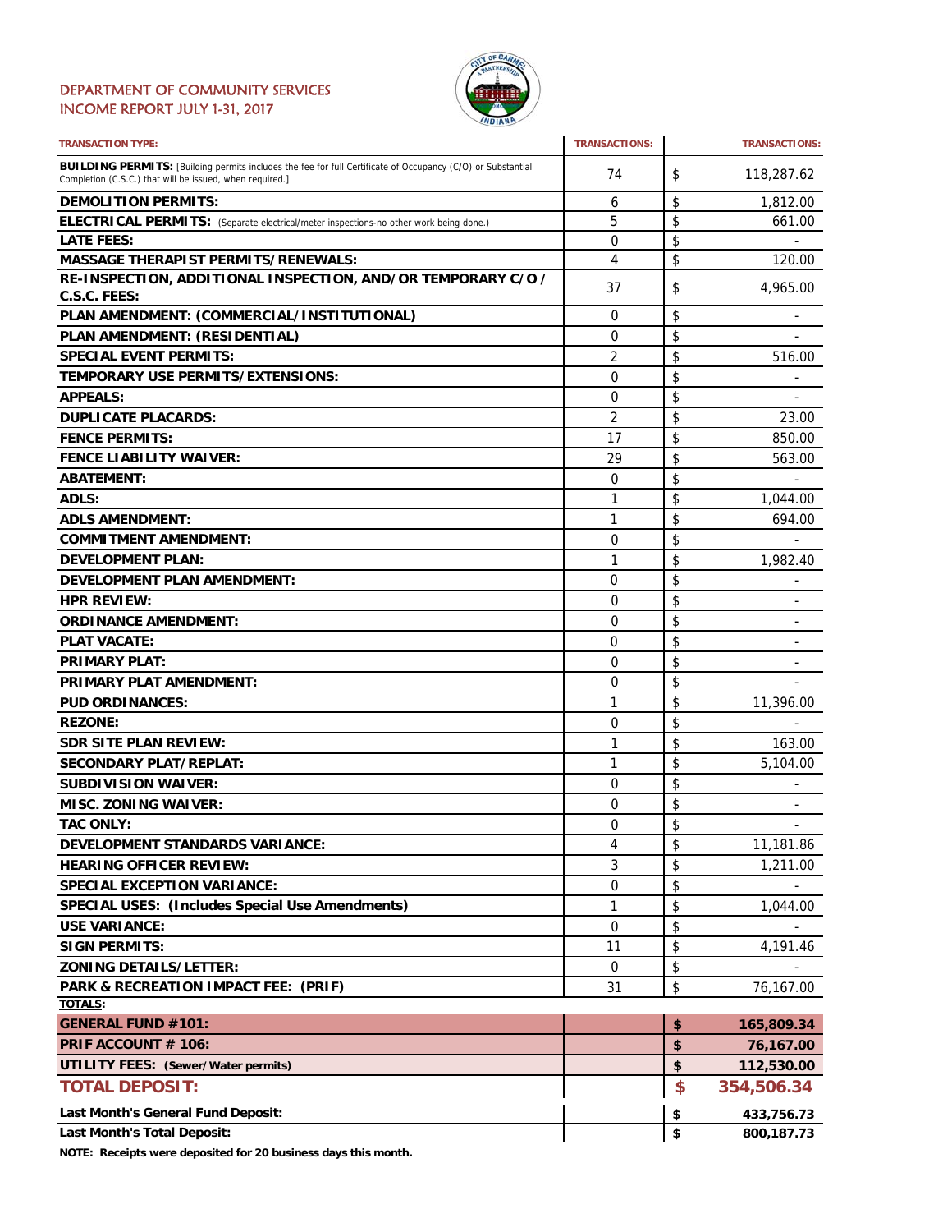# DEPARTMENT OF COMMUNITY SERVICES
## INCOME REPORT JULY 1-31, 2017

| TRANSACTION TYPE: | TRANSACTIONS: | TRANSACTIONS: |
|---|---|---|
| **BUILDING PERMITS:** [Building permits includes the fee for full Certificate of Occupancy (C/O) or Substantial Completion (C.S.C.) that will be issued, when required.] | 74 | $ 118,287.62 |
| **DEMOLITION PERMITS:** | 6 | $ 1,812.00 |
| **ELECTRICAL PERMITS:** (Separate electrical/meter inspections-no other work being done.) | 5 | $ 661.00 |
| **LATE FEES:** | 0 | $ - |
| **MASSAGE THERAPIST PERMITS/RENEWALS:** | 4 | $ 120.00 |
| **RE-INSPECTION, ADDITIONAL INSPECTION, AND/OR TEMPORARY C/O / C.S.C. FEES:** | 37 | $ 4,965.00 |
| **PLAN AMENDMENT: (COMMERCIAL/INSTITUTIONAL)** | 0 | $ - |
| **PLAN AMENDMENT: (RESIDENTIAL)** | 0 | $ - |
| **SPECIAL EVENT PERMITS:** | 2 | $ 516.00 |
| **TEMPORARY USE PERMITS/EXTENSIONS:** | 0 | $ - |
| **APPEALS:** | 0 | $ - |
| **DUPLICATE PLACARDS:** | 2 | $ 23.00 |
| **FENCE PERMITS:** | 17 | $ 850.00 |
| **FENCE LIABILITY WAIVER:** | 29 | $ 563.00 |
| **ABATEMENT:** | 0 | $ - |
| **ADLS:** | 1 | $ 1,044.00 |
| **ADLS AMENDMENT:** | 1 | $ 694.00 |
| **COMMITMENT AMENDMENT:** | 0 | $ - |
| **DEVELOPMENT PLAN:** | 1 | $ 1,982.40 |
| **DEVELOPMENT PLAN AMENDMENT:** | 0 | $ - |
| **HPR REVIEW:** | 0 | $ - |
| **ORDINANCE AMENDMENT:** | 0 | $ - |
| **PLAT VACATE:** | 0 | $ - |
| **PRIMARY PLAT:** | 0 | $ - |
| **PRIMARY PLAT AMENDMENT:** | 0 | $ - |
| **PUD ORDINANCES:** | 1 | $ 11,396.00 |
| **REZONE:** | 0 | $ - |
| **SDR SITE PLAN REVIEW:** | 1 | $ 163.00 |
| **SECONDARY PLAT/REPLAT:** | 1 | $ 5,104.00 |
| **SUBDIVISION WAIVER:** | 0 | $ - |
| **MISC. ZONING WAIVER:** | 0 | $ - |
| **TAC ONLY:** | 0 | $ - |
| **DEVELOPMENT STANDARDS VARIANCE:** | 4 | $ 11,181.86 |
| **HEARING OFFICER REVIEW:** | 3 | $ 1,211.00 |
| **SPECIAL EXCEPTION VARIANCE:** | 0 | $ - |
| **SPECIAL USES: (Includes Special Use Amendments)** | 1 | $ 1,044.00 |
| **USE VARIANCE:** | 0 | $ - |
| **SIGN PERMITS:** | 11 | $ 4,191.46 |
| **ZONING DETAILS/LETTER:** | 0 | $ - |
| **PARK & RECREATION IMPACT FEE: (PRIF)** | 31 | $ 76,167.00 |
| **TOTALS:** | | |
| **GENERAL FUND #101:** | | **$ 165,809.34** |
| **PRIF ACCOUNT # 106:** | | **$ 76,167.00** |
| **UTILITY FEES: (Sewer/Water permits)** | | **$ 112,530.00** |
| **TOTAL DEPOSIT:** | | **$ 354,506.34** |
| **Last Month's General Fund Deposit:** | | **$ 433,756.73** |
| **Last Month's Total Deposit:** | | **$ 800,187.73** |

**NOTE: Receipts were deposited for 20 business days this month.**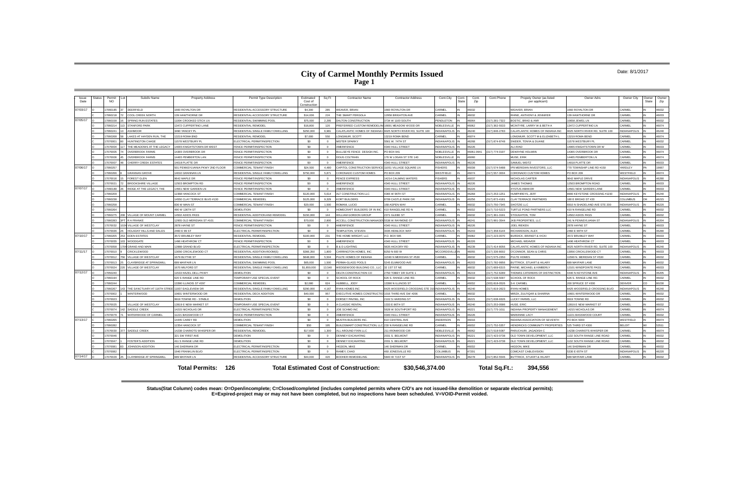# City of Carmel Monthly Permits Issued

**Page 1**

Date: 8/1/2017

| Issue Date | Status | Permit NO | Lot | Subdiv Name | Property Address | Permit Type Description | Estimated Cost of Construction | Sq Ft | Contractor Name | Contractor Address | Cont.City | Cont. State | Cont. Zip | Cont.Phone | Propety Owner (as listed per applicant) | Owner Adrs | Owner City | Owner State | Owner Zip |
|---|---|---|---|---|---|---|---|---|---|---|---|---|---|---|---|---|---|---|---|
| 07/03/17 | O | 17060185 | 37 | DEERFIELD | 1660 ROYALTON DR | RESIDENTIAL ACCESSORY STRUCTURE | $4,300 | 285 | WEAVER, BRIAN | 1660 ROYALTON DR | CARMEL | IN | 46032 | | WEAVER, BRIAN | 1660 ROYALTON DR | CARMEL | IN | 46032 |
| | C | 17060218 | 72 | COOL CREEK NORTH | 139 HAWTHORNE DR | RESIDENTIAL ACCESSORY STRUCTURE | $14,636 | 224 | THE SMART PERGOLA | 12958 BRIGHTON AVE | CARMEL | IN | 46032 | | RHINE, ANTHONY & JENNIFER | 139 HAWTHORNE DR | CARMEL | IN | 46033 |
| 07/05/17 | O | 17060158 | 16 | SPRING RUN ESTATES | 11004 CROOKED STICK LN | RESIDENTIAL SWIMMING POOL | $75,000 | 2,295 | DALTON CONSTRUCTION | 3734 W 1100 SOUTH | PENDLETON | IN | 46064 | (317) 281-7322 | BOSTIC, BRAD & AMY | 10658 JEWEL LN | CARMEL | IN | 46032 |
| | O | 17060214 | 113 | STANFORD PARK | 13472 CUPPERTINO LANE | RESIDENTIAL REMODEL | $16,800 | 120 | PREFERRED CUSTOM REMODELIN | 16691 MEADOW WOOD DR | NOBLESVILLE | IN | 46062 | (317) 362-5533 | MCINTYRE, LARRY W & BETH A | 13472 CUPPERTINO LN | CARMEL | IN | 46074 |
| | O | 17060241 | 13 | ASHMOOR | 3490 YANCEY PL | RESIDENTIAL SINGLE FAMILY DWELLING | $250,000 | 6,981 | CALATLANTIC HOMES OF INDIANA | 9025 NORTH RIVER RD, SUITE 100 | INDIANAPOLIS | IN | 46240 | (317) 846-2783 | CALATLANTIC HOMES OF INDIANA INC | 9025 NORTH RIVER RD, SUITE 100 | INDIANAPOLIS | IN | 46240 |
| | O | 17060268 | 58 | LAKES AT HAYDEN RUN, THE | 13219 ROMA BND | RESIDENTIAL REMODEL | $7,000 | 550 | LONGMUIR, SCOTT | 13219 ROMA BEND | CARMEL | IN | 46074 | | LONGMUIR, SCOTT M & ELIZABETH L | 13219 ROMA BEND | CARMEL | IN | 46074 |
| | C | 17070001 | 80 | HUNTINGTON CHASE | 11578 WESTBURY PL | ELECTRICAL PERMIT/INSPECTION | $0 | 0 | MISTER SPARKY | 5561 W. 74TH ST | INDIANAPOLIS | IN | 46268 | (317) 874-8748 | SNIDER, TONYA & DUANE | 11578 WESTBURY PL | CARMEL | IN | 46032 |
| | O | 17070004 | 117 | THE MEADOWS AT THE LEGACY | 14065 KNIGHTSTOWN DR WEST | FENCE PERMIT/INSPECTION | $0 | 0 | AMERIFENCE | 4340 HULL STREET | INDIANAPOLIS | IN | 46226 | | ALI AYAD | 14065 KNIGHTSTOWN DR W | CARMEL | IN | 46033 |
| | O | 17070005 | 74 | OVERBROOK FARMS | 14365 OVERBROOK DR | FENCE PERMIT/INSPECTION | $0 | 0 | BULLSEYE FENCE DESIGN INC. | PO BOX 941 | NOBLESVILLE | IN | 46061-0941 | (317) 774-0197 | DEWAYNE HOLMAN | 14365 OVERBROOK DR | CARMEL | IN | 46074 |
| | O | 17070006 | 45 | OVERBROOK FARMS | 14465 PEMBERTON LAN | FENCE PERMIT/INSPECTION | $0 | 0 | DOUG COLTRAIN | 176 W LOGAN ST STE 140 | NOBLESVILLE | IN | 46060 | | MUSE, ERIK | 14465 PEMBERTON LN | CARMEL | IN | 46074 |
| | O | 17070007 | 48 | CHERRY CREEK ESTATES | 14018 PLATTE DR | FENCE PERMIT/INSPECTION | $0 | 0 | AMERIFENCE | 4340 HULL STREET | INDIANAPOLIS | IN | 46226 | | SAMUEL WEITZ | 14018 PLATTE DR | CARMEL | IN | 46033 |
| 07/06/17 | O | 17060257 | | | 501 PENNSYLVANIA PKWY 2ND FLOOR | COMMERCIAL TENANT FINISH | $24,500 | 4,480 | CAPITOL CONSTRUCTION SERVICE | 11051 VILLAGE SQUARE LN | FISHERS | IN | 46038 | (317) 574-5488 | IPII MERIDIAN INVESTORS, LLC | 770 TOWNSHIP LINE RD #150 | YARDLEY | PA | 19067 |
| | O | 17060266 | 8 | GRANNAN GROVE | 14010 GRANNAN LN | RESIDENTIAL SINGLE FAMILY DWELLING | $750,000 | 5,871 | CORONADO CUSTOM HOMES | PO BOX 209 | WESTFIELD | IN | 46074 | (317) 557-3004 | CORONADO CUSTOM HOMES | PO BOX 209 | WESTFIELD | IN | 46074 |
| | O | 17070016 | 15 | FOREST GLEN | 9642 MAPLE DR | FENCE PERMIT/INSPECTION | $0 | 0 | FENCE EXPRESS | 14214 CALMING WATERS | FISHERS | IN | 46037 | | NICHOLAS CARTER | 9642 MAPLE DRIVE | INDIANAPOLIS | IN | 46280 |
| | O | 17070021 | 72 | BROOKSHIRE VILLAGE | 12503 BROMPTON RD | FENCE PERMIT/INSPECTION | $0 | 0 | AMERIFENCE | 4340 HULL STREET | INDIANAPOLIS | IN | 46226 | | JAMES THOMAS | 12503 BROMPTON ROAD | CARMEL | IN | 46033 |
| 07/07/17 | O | 17060189 | 26 | RIDGE AT THE LEGACY, THE | 14561 NEW GARDEN LN | FENCE PERMIT/INSPECTION | $0 | 0 | AMERIFENCE | 4340 HULL STREET | INDIANAPOLIS | IN | 46226 | | XYSTUS AMAKOR | 14561 NEW GARDEN LANE | CARMEL | IN | 46033 |
| | O | 17060209 | | | 12368 HANCOCK ST | COMMERCIAL TENANT FINISH | $120,000 | 5,614 | ALT CONSTRUCTION LLC | 4365 W 96TH ST | INDIANAPOLIS | IN | 46268 | (317) 253-1251 | HUMPHREYS, JEFF | 6900 KEYSTONE CROSSING #1150 | INDIANAPOLIS | IN | 46240 |
| | O | 17060236 | | | 14550 CLAY TERRACE BLVD #130 | COMMERCIAL REMODEL | $125,000 | 9,329 | KORT BUILDERS | 8700 CASTLE PARK DR | INDIANAPOLIS | IN | 46256 | (317) 872-4181 | CLAY TERRACE PARTNERS | 180 E BROAD ST #20 | COLUMBUS | OH | 46215 |
| | O | 17060258 | | | 836 W MAIN ST | COMMERCIAL TENANT FINISH | $20,000 | 1,500 | ROMANI, LUCIO | 168 ASPEN WAY | CARMEL | IN | 46032 | (317) 750-7345 | SHOTZIE LLC | 6910 N SHADELAND AVE STE 200 | INDIANAPOLIS | IN | 46220 |
| | O | 17060264 | | | 490 W 136TH ST | DEMOLITION | $0 | 0 | HOMECRAFT BUILDERS OF IN INC | 410 RANGELINE RD N | CARMEL | IN | 46032 | (317) 710-5223 | TURTLE POND PARTNERS LLC | 410 N RANGELINE RD | CARMEL | IN | 46032 |
| | O | 17060275 | 208 | VILLAGE OF MOUNT CARMEL | 14502 ADIOS PASS | RESIDENTIAL ADDITION AND REMODEL | $150,000 | 144 | WILLIAM GORDON GROUP | 2371 GLEBE ST | CARMEL | IN | 46032 | (317) 361-3191 | STOUGHTON, TOM | 14502 ADIOS PASS | CARMEL | IN | 46032 |
| | O | 17060283 | 3PT | R A FRANKE | 12935 OLD MERIDIAN ST #101 | COMMERCIAL TENANT FINISH | $70,000 | 2,800 | ACCELL CONSTRUCTION MANAGEM | 6536 W RAYMOND ST | INDIANAPOLIS | IN | 46241 | (317) 991-3544 | JKB PROPERTIES, LLC | 241 N PENNSYLVANIA ST | INDIANAPOLIS | IN | 46204 |
| | O | 17070032 | 1024 | VILLAGE OF WESTCLAY | 2878 HAYNE ST | FENCE PERMIT/INSPECTION | $0 | 0 | AMERIFENCE | 4340 HULL STREET | INDIANAPOLIS | IN | 46226 | | JOEL RIEKEN | 2878 HAYNE ST | CARMEL | IN | 46033 |
| | O | 17070036 | 26 | HOLADAY HILLS AND DALES | 2460 E 99 ST | ELECTRICAL PERMIT/INSPECTION | $0 | 0 | TEMPLETON, STEVEN | 3035 HEMLOCK WAY | INDIANAPOLIS | IN | 46203 | (317) 358-6144 | RICHARDSON, ALEX | 2460 E 99TH ST | CARMEL | IN | 46280 |
| 07/10/17 | O | 17060265 | 253 | EDEN ESTATES | 3572 BRUMLEY WAY | RESIDENTIAL REMODEL | $100,000 | 231 | THE HOME WRIGHT, LLC | P.O. BOX 565 | CARMEL | IN | 46082 | (317) 223-3070 | BURDICK, BRANDT & VICKI | 3572 BRUMLEY WAY | CARMEL | IN | 46033 |
| | O | 17070055 | 103 | WOODGATE | 1496 HEATHROW CT | FENCE PERMIT/INSPECTION | $0 | 0 | AMERIFENCE | 4340 HULL STREET | INDIANAPOLIS | IN | 46226 | | MICHAEL WEAVER | 1496 HEATHROW CT | CARMEL | IN | 46033 |
| | C | 17070058 | 1704 | GRAND AND MAIN | 12888 GRAND BLVD | ELECTRICAL PERMIT/INSPECTION | $0 | 0 | B & D LIGHTING | 5635 HICKORY RD | INDIANAPOLIS | IN | 46239 | (317) 414-8056 | CALATLANTIC HOMES OF INDIANA INC | 9025 NORTH RIVER RD, SUITE 100 | INDIANAPOLIS | IN | 46240 |
| 07/11/17 | O | 17070010 | 9 | CRICKLEWOOD | 13056 CRICKLEWOOD CT | RESIDENTIAL ADDITION-ROOM(S) | $366,350 | 1,800 | CARRINGTON HOMES, INC | 6250 N 600 W | MCCORDSVILLE | IN | 46055 | (317) 336-8002 | O'CONNOR, SEAN & CHRIS | 13056 CRICKLEWOOD CT | CARMEL | IN | 46033 |
| | O | 17070012 | 756 | VILLAGE OF WESTCLAY | 1679 BLYTHE ST | RESIDENTIAL SINGLE FAMILY DWELLING | $648,000 | 5,504 | PULTE HOMES OF INDIANA | 11590 N MERIDIAN ST #530 | CARMEL | IN | 46032 | (317) 575-2350 | PULTE HOMES | 11590 N. MERIDIAN ST #530 | CARMEL | IN | 46032 |
| | O | 17070013 | 25 | CLAYBRIDGE AT SPRINGMILL | 689 MAYFAIR LN | RESIDENTIAL SWIMMING POOL | $65,000 | 1,500 | PERMA-GLASS POOLS | 5245 ELMWOOD AVE | INDIANAPOLIS | IN | 46203 | (317) 782-9956 | BUTTRICK, STUART & HILARY | 689 MAYFAIR LANE | CARMEL | IN | 46032 |
| | O | 17070024 | 220 | VILLAGE OF WESTCLAY | 1670 MILFORD ST | RESIDENTIAL SINGLE FAMILY DWELLING | $1,850,000 | 13,540 | WEDGEWOOD BUILDING CO., LLC | 32 1ST ST NE | CARMEL | IN | 46032 | (317) 669-6315 | PAYNE, MICHAEL & KIMBERLY | 12101 WINDPOINTE PASS | CARMEL | IN | 46033 |
| 07/12/17 | O | 17050240 | | | 11533 HAZEL DELL PKWY | DEMOLITION | $0 | 0 | DELTA CONSTRUCTION CO | 2750 TOBEY DR SUITE 1 | INDIANAPOLIS | IN | 46219 | (317) 752-6289 | THOMAS CATERERS OF DISTINCTION | 4440 N KEYSTONE AVE | INDIANAPOLIS | IN | 46205 |
| | O | 17060194 | | | 620 S RANGE LINE RD | TEMPORARY USE SPECIAL EVENT | $0 | 0 | SCHOOL OF ROCK | 626 S. RANGE LINE RD. | CARMEL | IN | 46032 | (317) 538-5097 | SCHOOL OF ROCK | 626 S. RANGE LINE RD. | CARMEL | IN | 46032 |
| | O | 17060244 | | | 13380 ILLINOIS ST #297 | COMMERCIAL REMODEL | $2,000 | 624 | HUBBELL, JODY | 13380 N ILLINOIS ST | CARMEL | IN | 46032 | (303) 818-0526 | SA CARMEL | 200 SPRUCE ST #200 | DENVER | CO | 80230 |
| | O | 17060267 | 143 | THE SANCTUARY AT 116TH STREET | 11937 EAGLEVIEW DR | RESIDENTIAL SINGLE FAMILY DWELLING | $290,000 | 4,167 | RYAN HOMES INC | 8425 WOODFIELD CROSSING STE 310 | INDIANAPOLIS | IN | 46240 | (317) 819-2623 | RYAN HOMES | 8425 WOODFIELD CROSSING BLVD | INDIANAPOLIS | IN | 46240 |
| | O | 17070002 | | WINTERWOOD | 10601 WINTERWOOD DR | RESIDENTIAL DECK ADDITION | $40,000 | 957 | EXECUTIVE HOMES CONSTRUCTIO | 1016 THIRD AVE SW #206 | CARMEL | IN | 46032 | | MIRZA, ZULFIQAR & SHAIRNA | 10601 WINTERWOOD DR | CARMEL | IN | 46032 |
| | O | 17070023 | | | 9919 TOWNE RD - STABLE | DEMOLITION | $0 | 0 | DORSEY PAVING, INC | 2102 S HARDING ST | INDIANAPOLIS | IN | 46221 | (317) 638-1026 | LUCKY FARMS, LLC | 9919 TOWNE RD | CARMEL | IN | 46032 |
| | O | 17070025 | | VILLAGE OF WESTCLAY | 12819 E NEW MARKET ST | TEMPORARY USE SPECIAL EVENT | $0 | 0 | A CLASSIC RENTAL | 1333 E 86TH ST | INDIANAPOLIS | IN | 46240 | (317) 253-0586 | HUSE, ERIC | 12819 E NEW MARKET ST | CARMEL | IN | 46032 |
| | O | 17070074 | 142 | SADDLE CREEK | 14215 NICHOLAS DR | ELECTRICAL PERMIT/INSPECTION | $0 | 0 | JOE SCHMO INC | 5628 W SOUTHPORT RD | INDIANAPOLIS | IN | 46221 | (317) 775-1011 | INDIANA PROPERTY MANAGEMENT | 14215 NICHOLAS DR | CARMEL | IN | 46074 |
| | O | 17070079 | 71 | WATERWOOD OF CARMEL | 11221 BASSWOOD CT | FENCE PERMIT/INSPECTION | $0 | 0 | AMERIFENCE | 4340 HULL STREET | INDIANAPOLIS | IN | 46226 | | MARIANNE LACY | 11221 BASSWOOD COURT | CARMEL | IN | 46032 |
| 07/13/17 | C | 17060265 | | | 14445 CAREY RD | DEMOLITION | $0 | 0 | MUSTIN BUILDERS INC | 810 CENTRAL AVE | ANDERSON | IN | 46016 | | INDIANA ASSOCIATION OF SEVENTH | PO BOX 5000 | WESTFIELD | IN | 46074 |
| | O | 17060282 | | | 12354 HANCOCK ST | COMMERCIAL TENANT FINISH | $50 | 195 | BUILDSMART CONSTRUCTION, LLC | 230 N RANGELINE RD | CARMEL | IN | 46032 | (317) 752-5357 | HENDRICKS COMMUNITY PROPERTIES | 525 THIRD ST #300 | BELOIT | WI | 53511 |
| | O | 17070030 | 377 | SADDLE CREEK | 14238 CHARIOTS WHISPER DR | RESIDENTIAL REMODEL | $17,600 | 1,300 | ALL AROUND FIXIN LLC | 211 IRONWOOD CIR | NOBLESVILLE | IN | 46062 | (317) 518-5087 | PARUCHURI, JAGADISH C | 14238 CHARIOTS WHISPER DR | CARMEL | IN | 46074 |
| | O | 17070046 | | | 321 SW FIRST AVE | DEMOLITION | $0 | 0 | DENNEY EXCAVATING | 2031 S. BELMONT | INDIANAPOLIS | IN | 46221 | (317) 423-0738 | OLD TOWN DEVELOPMENT, LLC | 1132 SOUTH RANGE LINE ROAD | CARMEL | IN | 46032 |
| | O | 17070047 | 1 | FOSTER'S ADDITION | 411 S RANGE LINE RD | DEMOLITION | $0 | 0 | DENNEY EXCAVATING | 2031 S. BELMONT | INDIANAPOLIS | IN | 46221 | (317) 423-0738 | OLD TOWN DEVELOPMENT, LLC | 1132 SOUTH RANGE LINE ROAD | CARMEL | IN | 46032 |
| | O | 17070081 | 63 | JOHNSON ADDITION | 146 SHERMAN DR | ELECTRICAL PERMIT/INSPECTION | $0 | 0 | HIGDON, MIKE | 146 SHERMAN DR | CARMEL | IN | 46032 | | HIGDON, MIKE | 146 SHERMAN DR | CARMEL | IN | 46032 |
| | C | 17070082 | | | 1940 FRANKLIN BLVD | ELECTRICAL PERMIT/INSPECTION | $0 | 0 | RAMEY, CHAD | 460 JONESVILLE RD | COLUMBUS | IN | 47201 | | COMCAST CABLEVISION | 5330 E 65TH ST | INDIANAPOLIS | IN | 46220 |
| 07/14/17 | O | 17070029 | 25 | CLAYBRIDGE AT SPRINGMILL | 689 MAYFAIR LN | RESIDENTIAL ACCESSORY STRUCTURE | $44,000 | 420 | BODHER REMODELING | 5840 W 71ST ST | INDIANAPOLIS | IN | 46278 | (317) 852-5546 | BUTTRICK, STUART & HILARY | 689 MAYFAIR LANE | CARMEL | IN | 46032 |

**Total Permits: 126** **Total Estimated Cost of Construction: $30,546,374.00** **Total Sq.Ft.: 394,556**

**Status(Stat Column) codes mean: O=Open/incomplete; C=Closed/completed (includes completed permits where C/O's are not issued-like demolition or separate electrical permits); E=Expired-project may or may not have been completed, but no inspections have been scheduled. V=VOID-Permit voided.**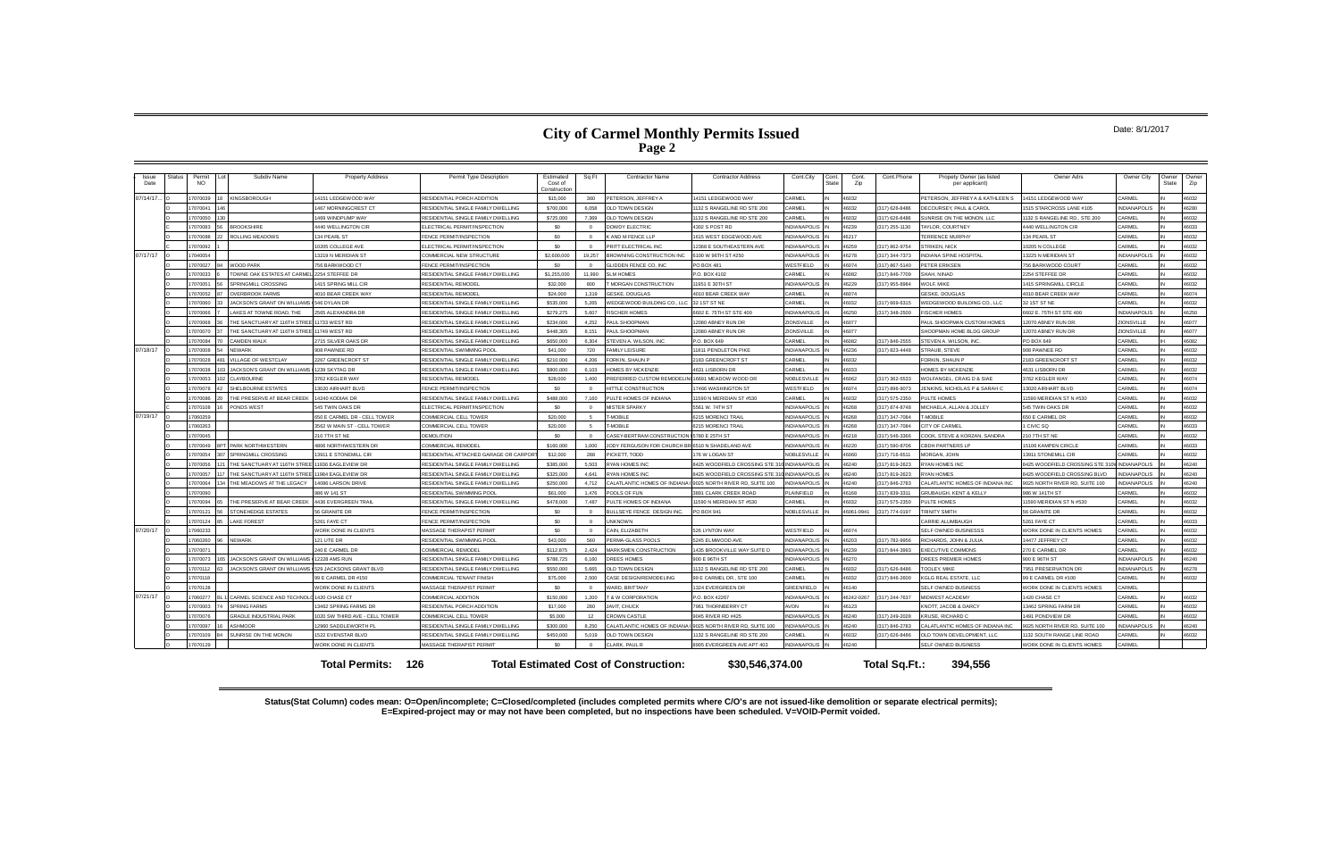# City of Carmel Monthly Permits Issued

Page 2

Date: 8/1/2017

| Issue Date | Status | Permit NO | Lot | Subdiv Name | Property Address | Permit Type Description | Estimated Cost of Construction | Sq Ft | Contractor Name | Contractor Address | Cont.City | Cont. State | Cont. Zip | Cont.Phone | Propety Owner (as listed per applicant) | Owner Adrs | Owner City | Owner State | Owner Zip |
|---|---|---|---|---|---|---|---|---|---|---|---|---|---|---|---|---|---|---|---|
| 07/14/17... | O | 17070039 | 18 | KINGSBOROUGH | 14151 LEDGEWOOD WAY | RESIDENTIAL PORCH ADDITION | $15,000 | 360 | PETERSON, JEFFREY A | 14151 LEDGEWOOD WAY | CARMEL | | 46032 | | PETERSON, JEFFREY A & KATHLEEN S | 14151 LEDGEWOOD WAY | CARMEL | IN | 46032 |
| | O | 17070041 | 146 | | 1467 MORNINGCREST CT | RESIDENTIAL SINGLE FAMILY DWELLING | $700,000 | 6,058 | OLD TOWN DESIGN | 1132 S RANGELINE RD STE 200 | CARMEL | IN | 46032 | (317) 626-8486 | DECOURSEY, PAUL & CAROL | 1515 STARCROSS LANE #105 | INDIANAPOLIS | IN | 46280 |
| | O | 17070050 | 130 | | 1469 WINDPUMP WAY | RESIDENTIAL SINGLE FAMILY DWELLING | $725,000 | 7,369 | OLD TOWN DESIGN | 1132 S RANGELINE RD STE 200 | CARMEL | IN | 46032 | (317) 626-8486 | SUNRISE ON THE MONON, LLC | 1132 S RANGELINE RD., STE 200 | CARMEL | IN | 46032 |
| | O | 17070083 | 56 | BROOKSHIRE | 4440 WELLINGTON CIR | ELECTRICAL PERMIT/INSPECTION | $0 | 0 | DOWDY ELECTRIC | 4302 S POST RD | INDIANAPOLIS | IN | 46239 | (317) 255-1130 | TAYLOR, COURTNEY | 4440 WELLINGTON CIR | CARMEL | IN | 46033 |
| | O | 17070088 | 22 | ROLLING MEADOWS | 134 PEARL ST | FENCE PERMIT/INSPECTION | $0 | 0 | K AND M FENCE LLP | 1615 WEST EDGEWOOD AVE | INDIANAPOLIS | IN | 46217 | | TERRENCE MURPHY | 134 PEARL ST | CARMEL | IN | 46032 |
| | O | 17070092 | | | 10205 COLLEGE AVE | ELECTRICAL PERMIT/INSPECTION | $0 | 0 | PRITT ELECTRICAL INC | 12368 E SOUTHEASTERN AVE | INDIANAPOLIS | IN | 46259 | (317) 862-9754 | STRIKEN, NICK | 10205 N COLLEGE | CARMEL | IN | 46032 |
| 07/17/17 | O | 17040054 | | | 13219 N MERIDIAN ST | COMMERCIAL NEW STRUCTURE | $2,600,000 | 19,257 | BROWNING CONSTRUCTION INC | 6100 W 96TH ST #250 | INDIANAPOLIS | IN | 46278 | (317) 344-7373 | INDIANA SPINE HOSPITAL | 13225 N MERIDIAN ST | INDIANAPOLIS | IN | 46032 |
| | O | 17070027 | 84 | WOOD PARK | 756 BARKWOOD CT | FENCE PERMIT/INSPECTION | $0 | 0 | GLIDDEN FENCE CO, INC | PO BOX 481 | WESTFIELD | IN | 46074 | (317) 867-5140 | PETER ERIKSEN | 756 BARKWOOD COURT | CARMEL | IN | 46032 |
| | O | 17070033 | 6 | TOWNE OAK ESTATES AT CARMEL | 2254 STEFFEE DR | RESIDENTIAL SINGLE FAMILY DWELLING | $1,255,000 | 11,990 | SLM HOMES | P.O. BOX 4102 | CARMEL | IN | 46082 | (317) 846-7709 | SHAH, NINAD | 2254 STEFFEE DR | CARMEL | IN | 46032 |
| | O | 17070051 | 56 | SPRINGMILL CROSSING | 1415 SPRING MILL CIR | RESIDENTIAL REMODEL | $32,000 | 800 | T MORGAN CONSTRUCTION | 11651 E 30TH ST | INDIANAPOLIS | IN | 46229 | (317) 955-8984 | WOLF, MIKE | 1415 SPRINGMILL CIRCLE | CARMEL | IN | 46032 |
| | O | 17070052 | 87 | OVERBROOK FARMS | 4010 BEAR CREEK WAY | RESIDENTIAL REMODEL | $24,000 | 1,319 | GESKE, DOUGLAS | 4010 BEAR CREEK WAY | CARMEL | IN | 46074 | | GESKE, DOUGLAS | 4010 BEAR CREEK WAY | CARMEL | IN | 46074 |
| | O | 17070060 | 33 | JACKSON'S GRANT ON WILLIAMS | 546 DYLAN DR | RESIDENTIAL SINGLE FAMILY DWELLING | $535,000 | 5,265 | WEDGEWOOD BUILDING CO., LLC | 32 1ST ST NE | CARMEL | IN | 46032 | (317) 669-6315 | WEDGEWOOD BUILDING CO., LLC | 32 1ST ST NE | CARMEL | IN | 46032 |
| | O | 17070066 | | LAKES AT TOWNE ROAD, THE | 2565 ALEXANDRA DR | RESIDENTIAL SINGLE FAMILY DWELLING | $279,275 | 5,607 | FISCHER HOMES | 6602 E. 75TH ST STE 400 | INDIANAPOLIS | IN | 46250 | (317) 348-2500 | FISCHER HOMES | 6602 E. 75TH ST STE 400 | INDIANAPOLIS | IN | 46250 |
| | O | 17070068 | 36 | THE SANCTUARY AT 116TH STREET | 11733 WEST RD | RESIDENTIAL SINGLE FAMILY DWELLING | $234,000 | 4,252 | PAUL SHOOPMAN | 12080 ABNEY RUN DR | ZIONSVILLE | IN | 46077 | | PAUL SHOOPMAN CUSTOM HOMES | 12070 ABNEY RUN DR | ZIONSVILLE | IN | 46077 |
| | O | 17070070 | 37 | THE SANCTUARY AT 116TH STREET | 11749 WEST RD | RESIDENTIAL SINGLE FAMILY DWELLING | $448,305 | 8,151 | PAUL SHOOPMAN | 12080 ABNEY RUN DR | ZIONSVILLE | IN | 46077 | | SHOOPMAN HOME BLDG GROUP | 12070 ABNEY RUN DR | ZIONSVILLE | IN | 46077 |
| | O | 17070084 | 70 | CAMDEN WALK | 2715 SILVER OAKS DR | RESIDENTIAL SINGLE FAMILY DWELLING | $650,000 | 6,304 | STEVEN A. WILSON, INC | P.O. BOX 649 | CARMEL | IN | 46082 | (317) 846-2555 | STEVEN A. WILSON, INC. | PO BOX 649 | CARMEL | IN | 46082 |
| 07/18/17 | O | 17070008 | 54 | NEWARK | 908 PAWNEE RD | RESIDENTIAL SWIMMING POOL | $41,000 | 720 | FAMILY LEISURE | 11811 PENDLETON PIKE | INDIANAPOLIS | IN | 46236 | (317) 823-4448 | STRAUB, STEVE | 908 PAWNEE RD | CARMEL | IN | 46032 |
| | O | 17070028 | 481 | VILLAGE OF WESTCLAY | 2267 GREENCROFT ST | RESIDENTIAL SINGLE FAMILY DWELLING | $210,000 | 4,206 | FORKIN, SHAUN P | 2183 GREENCROFT ST | CARMEL | IN | 46032 | | FORKIN, SHAUN P | 2183 GREENCROFT ST | CARMEL | IN | 46032 |
| | O | 17070038 | 103 | JACKSON'S GRANT ON WILLIAMS | 1239 SKYTAG DR | RESIDENTIAL SINGLE FAMILY DWELLING | $800,000 | 6,103 | HOMES BY MCKENZIE | 4631 LISBORN DR | CARMEL | IN | 46033 | | HOMES BY MCKENZIE | 4631 LISBORN DR | CARMEL | IN | 46032 |
| | O | 17070053 | 102 | CLAYBOURNE | 3762 KEGLER WAY | RESIDENTIAL REMODEL | $28,000 | 1,400 | PREFERRED CUSTOM REMODELING | 16691 MEADOW WOOD DR | NOBLESVILLE | IN | 46062 | (317) 362-5533 | WOLFANGEL, CRAIG D & SIAE | 3762 KEGLER WAY | CARMEL | IN | 46074 |
| | O | 17070078 | 42 | SHELBOURNE ESTATES | 13020 AIRHART BLVD | FENCE PERMIT/INSPECTION | $0 | 0 | HITTLE CONSTRUCTION | 17466 WASHINGTON ST | WESTFIELD | IN | 46074 | (317) 896-9073 | JENKINS, NICHOLAS P & SARAH C | 13020 AIRHART BLVD | CARMEL | IN | 46074 |
| | O | 17070086 | 20 | THE PRESERVE AT BEAR CREEK | 14240 KODIAK DR | RESIDENTIAL SINGLE FAMILY DWELLING | $488,000 | 7,160 | PULTE HOMES OF INDIANA | 11590 N MERIDIAN ST #530 | CARMEL | IN | 46032 | (317) 575-2350 | PULTE HOMES | 11590 MERIDIAN ST N #530 | CARMEL | IN | 46032 |
| | C | 17070108 | 16 | PONDS WEST | 545 TWIN OAKS DR | ELECTRICAL PERMIT/INSPECTION | $0 | 0 | MISTER SPARKY | 5561 W. 74TH ST | INDIANAPOLIS | IN | 46268 | (317) 874-8748 | MICHAELA, ALLAN & JOLLEY | 545 TWIN OAKS DR | CARMEL | IN | 46032 |
| 07/19/17 | O | 17060259 | | | 650 E CARMEL DR - CELL TOWER | COMMERCIAL CELL TOWER | $20,000 | 5 | T-MOBILE | 8215 MORENCI TRAIL | INDIANAPOLIS | IN | 46268 | (317) 347-7084 | T-MOBILE | 650 E CARMEL DR | CARMEL | IN | 46032 |
| | O | 17060263 | | | 3562 W MAIN ST - CELL TOWER | COMMERCIAL CELL TOWER | $20,000 | 5 | T-MOBILE | 8215 MORENCI TRAIL | INDIANAPOLIS | IN | 46268 | (317) 347-7084 | CITY OF CARMEL | 1 CIVIC SQ | CARMEL | IN | 46033 |
| | O | 17070045 | | | 210 7TH ST NE | DEMOLITION | $0 | 0 | CASEY-BERTRAM CONSTRUCTION | 5780 E 25TH ST | INDIANAPOLIS | IN | 46218 | (317) 546-3366 | COOK, STEVE & KORZAN, SANDRA | 210 7TH ST NE | CARMEL | IN | 46032 |
| | O | 17070049 | 8PT | PARK NORTHWESTERN | 4806 NORTHWESTERN DR | COMMERCIAL REMODEL | $160,000 | 1,000 | JODY FERGUSON FOR CHURCH BR | 6510 N SHADELAND AVE | INDIANAPOLIS | IN | 46220 | (317) 590-8706 | CBDH PARTNERS LP | 15106 KAMPEN CIRCLE | CARMEL | IN | 46032 |
| | O | 17070054 | 307 | SPRINGMILL CROSSING | 13911 E STONEMILL CIR | RESIDENTIAL ATTACHED GARAGE OR CARPORT | $12,000 | 288 | PICKETT, TODD | 176 W LOGAN ST | NOBLESVILLE | IN | 46060 | (317) 716-6511 | MORGAN, JOHN | 13911 STONEMILL CIR | CARMEL | IN | 46032 |
| | O | 17070056 | 121 | THE SANCTUARY AT 116TH STREET | 11936 EAGLEVIEW DR | RESIDENTIAL SINGLE FAMILY DWELLING | $385,000 | 5,503 | RYAN HOMES INC | 8425 WOODFIELD CROSSING STE 310 | INDIANAPOLIS | IN | 46240 | (317) 819-2623 | RYAN HOMES INC | 8425 WOODFIELD CROSSING STE 310 | INDIANAPOLIS | IN | 46240 |
| | O | 17070057 | 117 | THE SANCTUARY AT 116TH STREET | 11984 EAGLEVIEW DR | RESIDENTIAL SINGLE FAMILY DWELLING | $325,000 | 4,641 | RYAN HOMES INC | 8425 WOODFIELD CROSSING STE 310 | INDIANAPOLIS | IN | 46240 | (317) 819-2623 | RYAN HOMES | 8425 WOODFIELD CROSSING BLVD | INDIANAPOLIS | IN | 46240 |
| | O | 17070064 | 134 | THE MEADOWS AT THE LEGACY | 14086 LARSON DRIVE | RESIDENTIAL SINGLE FAMILY DWELLING | $250,000 | 4,712 | CALATLANTIC HOMES OF INDIANA | 9025 NORTH RIVER RD, SUITE 100 | INDIANAPOLIS | IN | 46240 | (317) 846-2783 | CALATLANTIC HOMES OF INDIANA INC | 9025 NORTH RIVER RD, SUITE 100 | INDIANAPOLIS | IN | 46240 |
| | O | 17070090 | | | 986 W 141 ST | RESIDENTIAL SWIMMING POOL | $61,000 | 1,476 | POOLS OF FUN | 3891 CLARK CREEK ROAD | PLAINFIELD | IN | 46168 | (317) 839-3311 | GRUBAUGH, KENT & KELLY | 986 W 141TH ST | CARMEL | IN | 46032 |
| | O | 17070094 | 65 | THE PRESERVE AT BEAR CREEK | 4436 EVERGREEN TRAIL | RESIDENTIAL SINGLE FAMILY DWELLING | $478,000 | 7,487 | PULTE HOMES OF INDIANA | 11590 N MERIDIAN ST #530 | CARMEL | IN | 46032 | (317) 575-2350 | PULTE HOMES | 11590 MERIDIAN ST N #530 | CARMEL | IN | 46032 |
| | O | 17070121 | 56 | STONEHEDGE ESTATES | 56 GRANITE DR | FENCE PERMIT/INSPECTION | $0 | 0 | BULLSEYE FENCE DESIGN INC. | PO BOX 941 | NOBLESVILLE | IN | 46061-0941 | (317) 774-0197 | TRINITY SMITH | 56 GRANITE DR | CARMEL | IN | 46032 |
| | O | 17070124 | 85 | LAKE FOREST | 5261 FAYE CT | FENCE PERMIT/INSPECTION | $0 | 0 | UNKNOWN | | | | | | CARRIE ALUMBAUGH | 5261 FAYE CT | CARMEL | IN | 46033 |
| 07/20/17 | O | 17060233 | | | WORK DONE IN CLIENTS | MASSAGE THERAPIST PERMIT | $0 | 0 | CAIN, ELIZABETH | 526 LYNTON WAY | WESTFIELD | IN | 46074 | | SELF OWNED BUSINESSS | WORK DONE IN CLIENTS HOMES | CARMEL | IN | 46032 |
| | O | 17060260 | 96 | NEWARK | 121 UTE DR | RESIDENTIAL SWIMMING POOL | $43,000 | 560 | PERMA-GLASS POOLS | 5245 ELMWOOD AVE | INDIANAPOLIS | IN | 46203 | (317) 782-9956 | RICHARDS, JOHN & JULIA | 14477 JEFFREY CT | CARMEL | IN | 46032 |
| | O | 17070071 | | | 260 E CARMEL DR | COMMERCIAL REMODEL | $112,875 | 2,424 | MARKSMEN CONSTRUCTION | 1435 BROOKVILLE WAY SUITE D | INDIANAPOLIS | IN | 46239 | (317) 844-3993 | EXECUTIVE COMMONS | 270 E CARMEL DR | CARMEL | IN | 46032 |
| | O | 17070073 | 165 | JACKSON'S GRANT ON WILLIAMS | 12228 AMS RUN | RESIDENTIAL SINGLE FAMILY DWELLING | $788,725 | 6,100 | DREES HOMES | 900 E 96TH ST | INDIANAPOLIS | IN | 46270 | | DREES PREMIER HOMES | 900 E 96TH ST | INDIANAPOLIS | IN | 46240 |
| | O | 17070112 | 63 | JACKSON'S GRANT ON WILLIAMS | 529 JACKSONS GRANT BLVD | RESIDENTIAL SINGLE FAMILY DWELLING | $550,000 | 5,665 | OLD TOWN DESIGN | 1132 S RANGELINE RD STE 200 | CARMEL | IN | 46032 | (317) 626-8486 | TOOLEY, MIKE | 7951 PRESERVATION DR | INDIANAPOLIS | IN | 46278 |
| | O | 17070118 | | | 99 E CARMEL DR #150 | COMMERCIAL TENANT FINISH | $75,000 | 2,500 | CASE DESIGN/REMODELING | 99 E CARMEL DR., STE 100 | CARMEL | IN | 46032 | (317) 846-2600 | KGLG REAL ESTATE, LLC | 99 E CARMEL DR #100 | CARMEL | IN | 46032 |
| | O | 17070128 | | | WORK DONE IN CLIENTS | MASSAGE THERAPIST PERMIT | $0 | 0 | WARD, BRITTANY | 1324 EVERGREEN DR | GREENFIELD | IN | 46140 | | SELF OWNED BUSINESS | WORK DONE IN CLIENTS HOMES | CARMEL | | |
| 07/21/17 | O | 17060277 | BL 1 | CARMEL SCIENCE AND TECHNOLOGY | 1420 CHASE CT | COMMERCIAL ADDITION | $150,000 | 1,200 | T & W CORPORATION | P.O. BOX 42267 | INDIANAPOLIS | IN | 46242-0267 | (317) 244-7637 | MIDWEST ACADEMY | 1420 CHASE CT | CARMEL | IN | 46032 |
| | O | 17070003 | 74 | SPRING FARMS | 13462 SPRING FARMS DR | RESIDENTIAL PORCH ADDITION | $17,000 | 280 | JAVIT, CHUCK | 7961 THORNBERRY CT | AVON | IN | 46123 | | KNOTT, JACOB & DARCY | 13462 SPRING FARM DR | CARMEL | IN | 46032 |
| | O | 17070076 | | GRADLE INDUSTRIAL PARK | 1020 SW THIRD AVE - CELL TOWER | COMMERCIAL CELL TOWER | $5,000 | 12 | CROWN CASTLE | 9045 RIVER RD #425 | INDIANAPOLIS | IN | 46240 | (317) 249-2028 | KRUSE, RICHARD C | 1491 PONDVIEW DR | CARMEL | IN | 46032 |
| | O | 17070097 | 16 | ASHMOOR | 12990 SADDLEWORTH PL | RESIDENTIAL SINGLE FAMILY DWELLING | $300,000 | 8,250 | CALATLANTIC HOMES OF INDIANA | 9025 NORTH RIVER RD, SUITE 100 | INDIANAPOLIS | IN | 46240 | (317) 846-2783 | CALATLANTIC HOMES OF INDIANA INC | 9025 NORTH RIVER RD, SUITE 100 | INDIANAPOLIS | IN | 46240 |
| | O | 17070109 | 84 | SUNRISE ON THE MONON | 1522 EVENSTAR BLVD | RESIDENTIAL SINGLE FAMILY DWELLING | $450,000 | 5,019 | OLD TOWN DESIGN | 1132 S RANGELINE RD STE 200 | CARMEL | IN | 46032 | (317) 626-8486 | OLD TOWN DEVELOPMENT, LLC | 1132 SOUTH RANGE LINE ROAD | CARMEL | IN | 46032 |
| | O | 17070129 | | | WORK DONE IN CLIENTS | MASSAGE THERAPIST PERMIT | $0 | 0 | CLARK, PAUL R | 8905 EVERGREEN AVE APT 403 | INDIANAPOLIS | IN | 46240 | | SELF OWNED BUSINESS | WORK DONE IN CLIENTS HOMES | CARMEL | | |

**Total Permits: 126** **Total Estimated Cost of Construction: $30,546,374.00** **Total Sq.Ft.: 394,556**

**Status(Stat Column) codes mean: O=Open/incomplete; C=Closed/completed (includes completed permits where C/O's are not issued-like demolition or separate electrical permits); E=Expired-project may or may not have been completed, but no inspections have been scheduled. V=VOID-Permit voided.**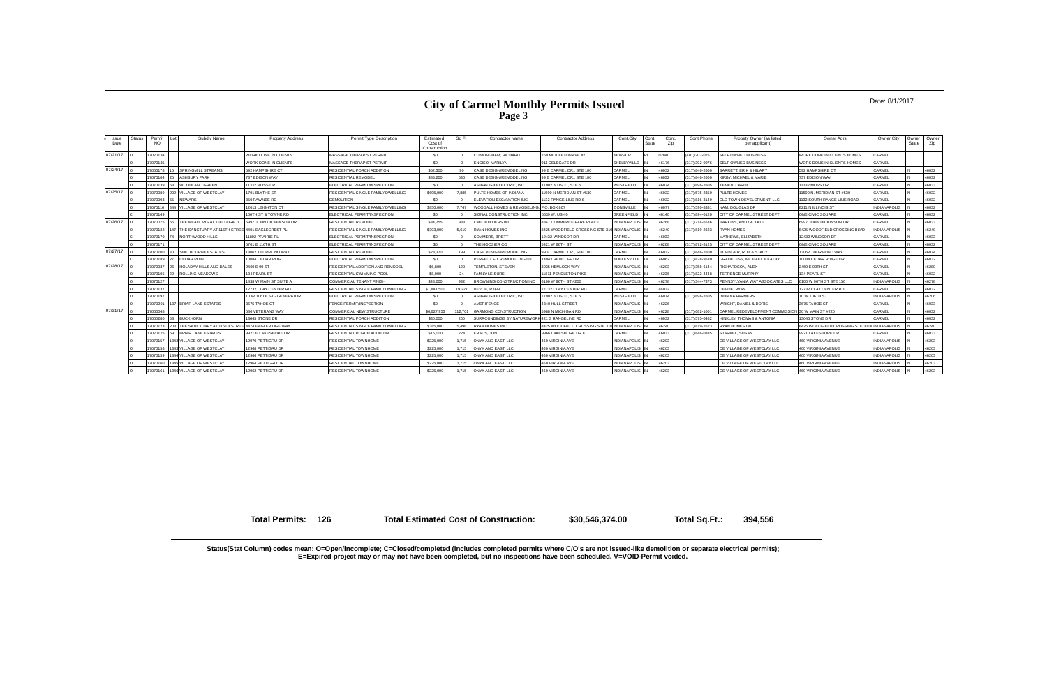# City of Carmel Monthly Permits Issued
## Page 3

Date: 8/1/2017

| Issue Date | Status | Permit NO | Lot | Subdiv Name | Property Address | Permit Type Description | Estimated Cost of Construction | Sq Ft | Contractor Name | Contractor Address | Cont.City | Cont. State | Cont. Zip | Cont.Phone | Propety Owner (as listed per applicant) | Owner Adrs | Owner City | Owner State | Owner Zip |
|---|---|---|---|---|---|---|---|---|---|---|---|---|---|---|---|---|---|---|---|
| 07/21/17... | O | 17070134 | | | WORK DONE IN CLIENTS | MASSAGE THERAPIST PERMIT | $0 | 0 | CUNNINGHAM, RICHARD | 269 MIDDLETON AVE #2 | NEWPORT | RI | 02840 | (401) 207-0251 | SELF OWNED BUSINESS | WORK DONE IN CLIENTS HOMES | CARMEL | | |
| | O | 17070135 | | | WORK DONE IN CLIENTS | MASSAGE THERAPIST PERMIT | $0 | 0 | ENCISO, MARILYN | 911 DELEGATE DR | SHELBYVILLE | IN | 46176 | (317) 392-0076 | SELF OWNED BUSINESS | WORK DONE IN CLIENTS HOMES | CARMEL | | |
| 07/24/17 | O | 17060178 | 15 | SPRINGMILL STREAMS | 592 HAMPSHIRE CT | RESIDENTIAL PORCH ADDITION | $52,300 | 90 | CASE DESIGN/REMODELING | 99 E CARMEL DR., STE 100 | CARMEL | IN | 46032 | (317) 846-2600 | BARRETT, ERIK & HILARY | 592 HAMPSHIRE CT | CARMEL | IN | 46032 |
| | O | 17070104 | 25 | ASHBURY PARK | 737 EDISON WAY | RESIDENTIAL REMODEL | $88,200 | 530 | CASE DESIGN/REMODELING | 99 E CARMEL DR., STE 100 | CARMEL | IN | 46032 | (317) 846-2600 | KIRBY, MICHAEL & MARIE | 737 EDISON WAY | CARMEL | IN | 46032 |
| | O | 17070139 | 63 | WOODLAND GREEN | 11332 MOSS DR | ELECTRICAL PERMIT/INSPECTION | $0 | 0 | ASHPAUGH ELECTRIC, INC | 17902 N US 31, STE 5 | WESTFIELD | IN | 46074 | (317) 896-2605 | KEMEN, CAROL | 11332 MOSS DR | CARMEL | IN | 46033 |
| 07/25/17 | O | 17070089 | 202 | VILLAGE OF WESTCLAY | 1791 BLYTHE ST | RESIDENTIAL SINGLE FAMILY DWELLING | $695,000 | 7,885 | PULTE HOMES OF INDIANA | 11590 N MERIDIAN ST #530 | CARMEL | IN | 46032 | (317) 575-2350 | PULTE HOMES | 11590 N. MERIDIAN ST #530 | CARMEL | IN | 46032 |
| | O | 17070093 | 55 | NEWARK | 850 PAWNEE RD | DEMOLITION | $0 | 0 | ELEVATION EXCAVATION INC | 1132 RANGE LINE RD S | CARMEL | IN | 46032 | (317) 816-3149 | OLD TOWN DEVELOPMENT, LLC | 1132 SOUTH RANGE LINE ROAD | CARMEL | IN | 46032 |
| | O | 17070116 | 844 | VILLAGE OF WESTCLAY | 12013 LEIGHTON CT | RESIDENTIAL SINGLE FAMILY DWELLING | $850,000 | 7,747 | WOODALL HOMES & REMODELING | P.O. BOX 807 | ZIONSVILLE | IN | 46077 | (317) 590-8381 | NAM, DOUGLAS DR | 8211 N ILLINOIS ST | INDIANAPOLIS | IN | 46032 |
| | C | 17070149 | | | 106TH ST & TOWNE RD | ELECTRICAL PERMIT/INSPECTION | $0 | 0 | SIGNAL CONSTRUCTION INC. | 5639 W. US 40 | GREENFIELD | IN | 46140 | (317) 894-0120 | CITY OF CARMEL-STREET DEPT | ONE CIVIC SQUARE | CARMEL | IN | 46032 |
| 07/26/17 | O | 17070075 | 66 | THE MEADOWS AT THE LEGACY | 6997 JOHN DICKINSON DR | RESIDENTIAL REMODEL | $34,755 | 988 | CMH BUILDERS INC | 8847 COMMERCE PARK PLACE | INDIANAPOLIS | IN | 46268 | (317) 714-6536 | HARKINS, ANDY & KATE | 6997 JOHN DICKINSON DR | CARMEL | IN | 46033 |
| | O | 17070122 | 147 | THE SANCTUARY AT 116TH STREET | 4401 EAGLECREST PL | RESIDENTIAL SINGLE FAMILY DWELLING | $393,000 | 5,619 | RYAN HOMES INC | 8425 WOODFIELD CROSSING STE 310 | INDIANAPOLIS | IN | 46240 | (317) 819-2623 | RYAN HOMES | 8425 WOODFIELD CROSSING BLVD | INDIANAPOLIS | IN | 46240 |
| | O | 17070170 | 74 | NORTHWOOD HILLS | 11802 PRAIRIE PL | ELECTRICAL PERMIT/INSPECTION | $0 | 0 | SOMMERS, BRETT | 12432 WINDSOR DR | CARMEL | IN | 46033 | | MATHEWS, ELIZABETH | 12432 WINDSOR DR | CARMEL | IN | 46033 |
| | O | 17070171 | | | 5701 E 116TH ST | ELECTRICAL PERMIT/INSPECTION | $0 | 0 | THE HOOSIER CO | 5421 W 86TH ST | INDIANAPOLIS | IN | 46268 | (317) 872-8125 | CITY OF CARMEL-STREET DEPT | ONE CIVIC SQUARE | CARMEL | IN | 46032 |
| 07/27/17 | O | 17070100 | 30 | SHELBOURNE ESTATES | 13062 THURMOND WAY | RESIDENTIAL REMODEL | $28,370 | 199 | CASE DESIGN/REMODELING | 99 E CARMEL DR., STE 100 | CARMEL | IN | 46032 | (317) 846-2600 | HOFINGER, ROB & STACY | 13062 THURMOND WAY | CARMEL | IN | 46074 |
| | C | 17070189 | 27 | CEDAR POINT | 10084 CEDAR RDG | ELECTRICAL PERMIT/INSPECTION | $0 | 0 | PERFECT FIT REMODELING LLC | 14943 REDCLIFF DR | NOBLESVILLE | IN | 46062 | (317) 828-9530 | GRADELESS, MICHAEL & KATHY | 10084 CEDAR RIDGE DR | CARMEL | IN | 46032 |
| 07/28/17 | O | 17070037 | 26 | HOLADAY HILLS AND DALES | 2460 E 99 ST | RESIDENTIAL ADDITION AND REMODEL | $6,800 | 120 | TEMPLETON, STEVEN | 3035 HEMLOCK WAY | INDIANAPOLIS | IN | 46203 | (317) 358-6144 | RICHARDSON, ALEX | 2460 E 99TH ST | CARMEL | IN | 46280 |
| | O | 17070105 | 22 | ROLLING MEADOWS | 134 PEARL ST | RESIDENTIAL SWIMMING POOL | $8,000 | 24 | FAMILY LEISURE | 11811 PENDLETON PIKE | INDIANAPOLIS | IN | 46236 | (317) 823-4448 | TERRENCE MURPHY | 134 PEARL ST | CARMEL | IN | 46032 |
| | O | 17070127 | | | 1438 W MAIN ST SUITE A | COMMERCIAL TENANT FINISH | $48,000 | 932 | BROWNING CONSTRUCTION INC | 6100 W 96TH ST #250 | INDIANAPOLIS | IN | 46278 | (317) 344-7373 | PENNSYLVANIA WAY ASSOCIATES LLC | 6100 W 96TH ST STE 150 | INDIANAPOLIS | IN | 46278 |
| | O | 17070137 | | | 12732 CLAY CENTER RD | RESIDENTIAL SINGLE FAMILY DWELLING | $1,841,500 | 19,227 | DEVOE, RYAN | 12732 CLAY CENTER RD | CARMEL | IN | 46032 | | DEVOE, RYAN | 12732 CLAY CENTER RD | CARMEL | IN | 46032 |
| | O | 17070197 | | | 10 W 106TH ST - GENERATOR | ELECTRICAL PERMIT/INSPECTION | $0 | 0 | ASHPAUGH ELECTRIC, INC | 17902 N US 31, STE 5 | WESTFIELD | IN | 46074 | (317) 896-2605 | INDIANA FARMERS | 10 W 106TH ST | INDIANAPOLIS | IN | 46206 |
| | O | 17070201 | 137 | BRIAR LANE ESTATES | 3675 TAHOE CT | FENCE PERMIT/INSPECTION | $0 | 0 | AMERIFENCE | 4340 HULL STREET | INDIANAPOLIS | IN | 46226 | | WRIGHT, DANIEL & DORIS | 3675 TAHOE CT | CARMEL | IN | 46033 |
| 07/31/17 | O | 17060048 | | | 580 VETERANS WAY | COMMERCIAL NEW STRUCTURE | $6,627,953 | 112,701 | GARMONG CONSTRUCTION | 5988 N MICHIGAN RD | INDIANAPOLIS | IN | 46228 | (317) 682-1001 | CARMEL REDEVELOPMENT COMMISSION | 30 W MAIN ST #220 | CARMEL | IN | 46032 |
| | O | 17060280 | 53 | BUCKHORN | 13645 STONE DR | RESIDENTIAL PORCH ADDITION | $30,000 | 260 | SURROUNDINGS BY NATUREWORKS | 421 S RANGELINE RD | CARMEL | IN | 46032 | (317) 575-0482 | HINKLEY, THOMAS & ANTONIA | 13645 STONE DR | CARMEL | IN | 46032 |
| | O | 17070123 | 203 | THE SANCTUARY AT 116TH STREET | 4474 EAGLERIDGE WAY | RESIDENTIAL SINGLE FAMILY DWELLING | $385,000 | 5,496 | RYAN HOMES INC | 8425 WOODFIELD CROSSING STE 310 | INDIANAPOLIS | IN | 46240 | (317) 819-2623 | RYAN HOMES INC | 8425 WOODFIELD CROSSING STE 310 | INDIANAPOLIS | IN | 46240 |
| | O | 17070125 | 59 | BRIAR LANE ESTATES | 9921 E LAKESHORE DR | RESIDENTIAL PORCH ADDITION | $15,000 | 224 | KRAUS, JON | 9866 LAKESHORE DR E | CARMEL | IN | 46033 | (317) 846-0885 | STARKEL, SUSAN | 9921 LAKESHORE DR | CARMEL | IN | 46033 |
| | O | 17070157 | 1342 | VILLAGE OF WESTCLAY | 12970 PETTIGRU DR | RESIDENTIAL TOWNHOME | $225,000 | 1,715 | ONYX AND EAST, LLC | 460 VIRGINIA AVE | INDIANAPOLIS | IN | 46203 | | OE VILLAGE OF WESTCLAY LLC | 460 VIRGINIA AVENUE | INDIANAPOLIS | IN | 46203 |
| | O | 17070158 | 1343 | VILLAGE OF WESTCLAY | 12968 PETTIGRU DR | RESIDENTIAL TOWNHOME | $225,000 | 1,715 | ONYX AND EAST, LLC | 460 VIRGINIA AVE | INDIANAPOLIS | IN | 46203 | | OE VILLAGE OF WESTCLAY LLC | 460 VIRGINIA AVENUE | INDIANAPOLIS | IN | 46203 |
| | O | 17070159 | 1344 | VILLAGE OF WESTCLAY | 12966 PETTIGRU DR | RESIDENTIAL TOWNHOME | $225,000 | 1,715 | ONYX AND EAST, LLC | 460 VIRGINIA AVE | INDIANAPOLIS | IN | 46203 | | OE VILLAGE OF WESTCLAY LLC | 460 VIRGINIA AVENUE | INDIANAPOLIS | IN | 46203 |
| | O | 17070160 | 1345 | VILLAGE OF WESTCLAY | 12964 PETTIGRU DR | RESIDENTIAL TOWNHOME | $225,000 | 1,715 | ONYX AND EAST, LLC | 460 VIRGINIA AVE | INDIANAPOLIS | IN | 46203 | | OE VILLAGE OF WESTCLAY LLC | 460 VIRGINIA AVENUE | INDIANAPOLIS | IN | 46203 |
| | O | 17070161 | 1346 | VILLAGE OF WESTCLAY | 12962 PETTIGRU DR | RESIDENTIAL TOWNHOME | $225,000 | 1,715 | ONYX AND EAST, LLC | 460 VIRGINIA AVE | INDIANAPOLIS | IN | 46203 | | OE VILLAGE OF WESTCLAY LLC | 460 VIRGINIA AVENUE | INDIANAPOLIS | IN | 46203 |

**Total Permits: 126** **Total Estimated Cost of Construction: $30,546,374.00** **Total Sq.Ft.: 394,556**

**Status(Stat Column) codes mean: O=Open/incomplete; C=Closed/completed (includes completed permits where C/O's are not issued-like demolition or separate electrical permits); E=Expired-project may or may not have been completed, but no inspections have been scheduled. V=VOID-Permit voided.**